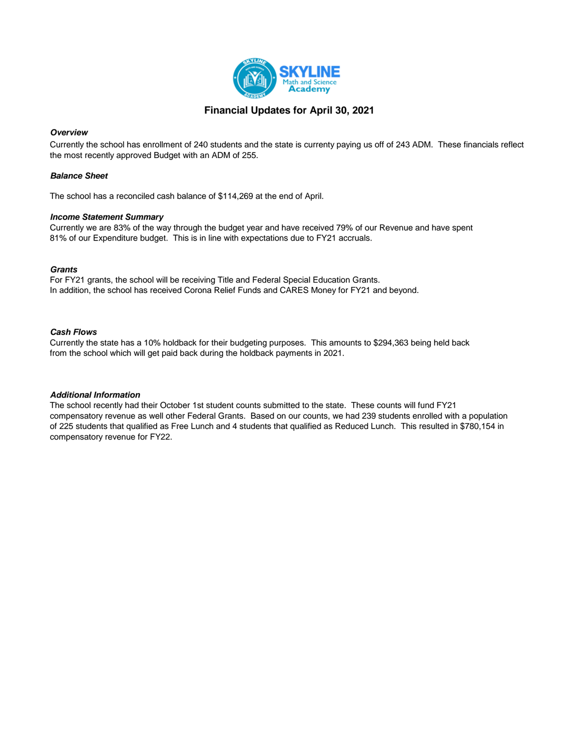# Financial Updates for April 30, 2021

***Overview***

Currently the school has enrollment of 240 students and the state is currenty paying us off of 243 ADM. These financials reflect the most recently approved Budget with an ADM of 255.

***Balance Sheet***

The school has a reconciled cash balance of $114,269 at the end of April.

***Income Statement Summary***

Currently we are 83% of the way through the budget year and have received 79% of our Revenue and have spent 81% of our Expenditure budget. This is in line with expectations due to FY21 accruals.

***Grants***

For FY21 grants, the school will be receiving Title and Federal Special Education Grants.
In addition, the school has received Corona Relief Funds and CARES Money for FY21 and beyond.

***Cash Flows***

Currently the state has a 10% holdback for their budgeting purposes. This amounts to $294,363 being held back from the school which will get paid back during the holdback payments in 2021.

***Additional Information***

The school recently had their October 1st student counts submitted to the state. These counts will fund FY21 compensatory revenue as well other Federal Grants. Based on our counts, we had 239 students enrolled with a population of 225 students that qualified as Free Lunch and 4 students that qualified as Reduced Lunch. This resulted in $780,154 in compensatory revenue for FY22.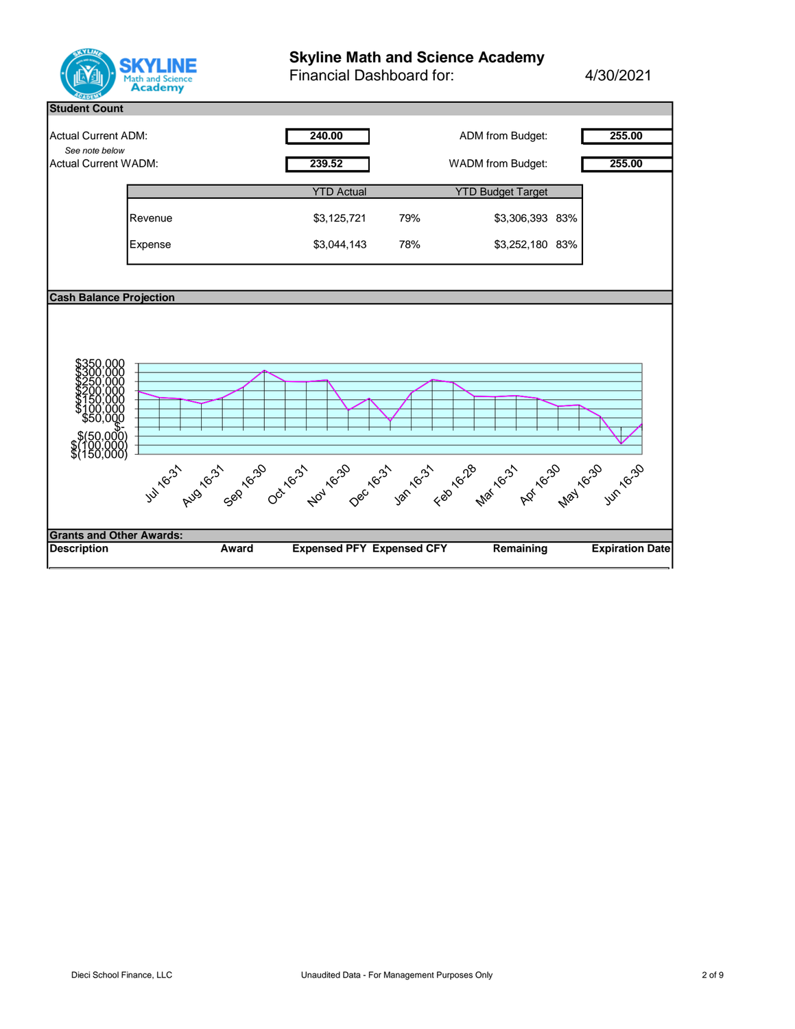# Skyline Math and Science Academy

Financial Dashboard for: 4/30/2021

## Student Count

| | | | |
|---|---|---|---|
| Actual Current ADM: *See note below* | 240.00 | ADM from Budget: | 255.00 |
| Actual Current WADM: | 239.52 | WADM from Budget: | 255.00 |

| | YTD Actual | | YTD Budget Target | |
|---|---|---|---|---|
| Revenue | $3,125,721 | 79% | $3,306,393 | 83% |
| Expense | $3,044,143 | 78% | $3,252,180 | 83% |

## Cash Balance Projection

$350,000
$300,000
$250,000
$200,000
$150,000
$100,000
$50,000
$-
$(50,000)
$(100,000)
$(150,000)

Jul 16-31, Aug 16-31, Sep 16-30, Oct 16-31, Nov 16-30, Dec 16-31, Jan 16-31, Feb 16-28, Mar 16-31, Apr 16-30, May 16-30, Jun 16-30

## Grants and Other Awards:

| Description | Award | Expensed PFY | Expensed CFY | Remaining | Expiration Date |
|---|---|---|---|---|---|

Dieci School Finance, LLC

Unaudited Data - For Management Purposes Only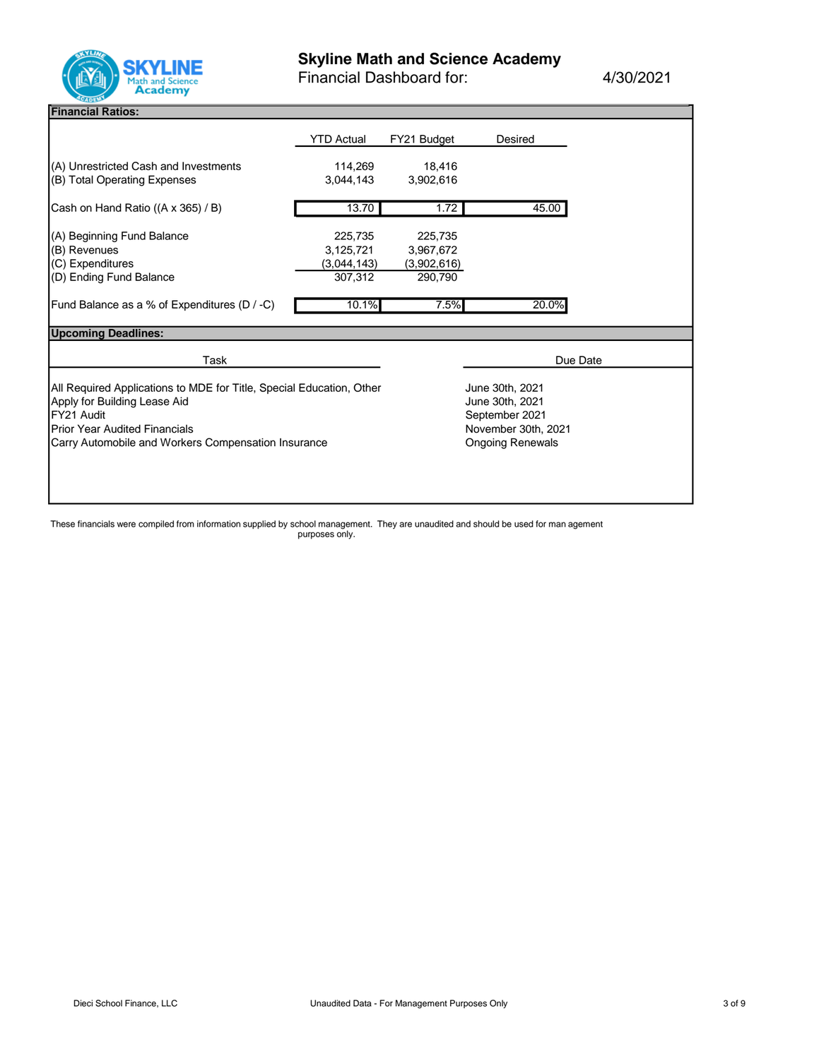# Skyline Math and Science Academy

Financial Dashboard for: 4/30/2021

## Financial Ratios:

| | YTD Actual | FY21 Budget | Desired |
|---|---|---|---|
| (A) Unrestricted Cash and Investments | 114,269 | 18,416 | |
| (B) Total Operating Expenses | 3,044,143 | 3,902,616 | |
| Cash on Hand Ratio ((A x 365) / B) | 13.70 | 1.72 | 45.00 |
| (A) Beginning Fund Balance | 225,735 | 225,735 | |
| (B) Revenues | 3,125,721 | 3,967,672 | |
| (C) Expenditures | (3,044,143) | (3,902,616) | |
| (D) Ending Fund Balance | 307,312 | 290,790 | |
| Fund Balance as a % of Expenditures (D / -C) | 10.1% | 7.5% | 20.0% |

## Upcoming Deadlines:

| Task | Due Date |
|---|---|
| All Required Applications to MDE for Title, Special Education, Other | June 30th, 2021 |
| Apply for Building Lease Aid | June 30th, 2021 |
| FY21 Audit | September 2021 |
| Prior Year Audited Financials | November 30th, 2021 |
| Carry Automobile and Workers Compensation Insurance | Ongoing Renewals |

These financials were compiled from information supplied by school management. They are unaudited and should be used for man agement purposes only.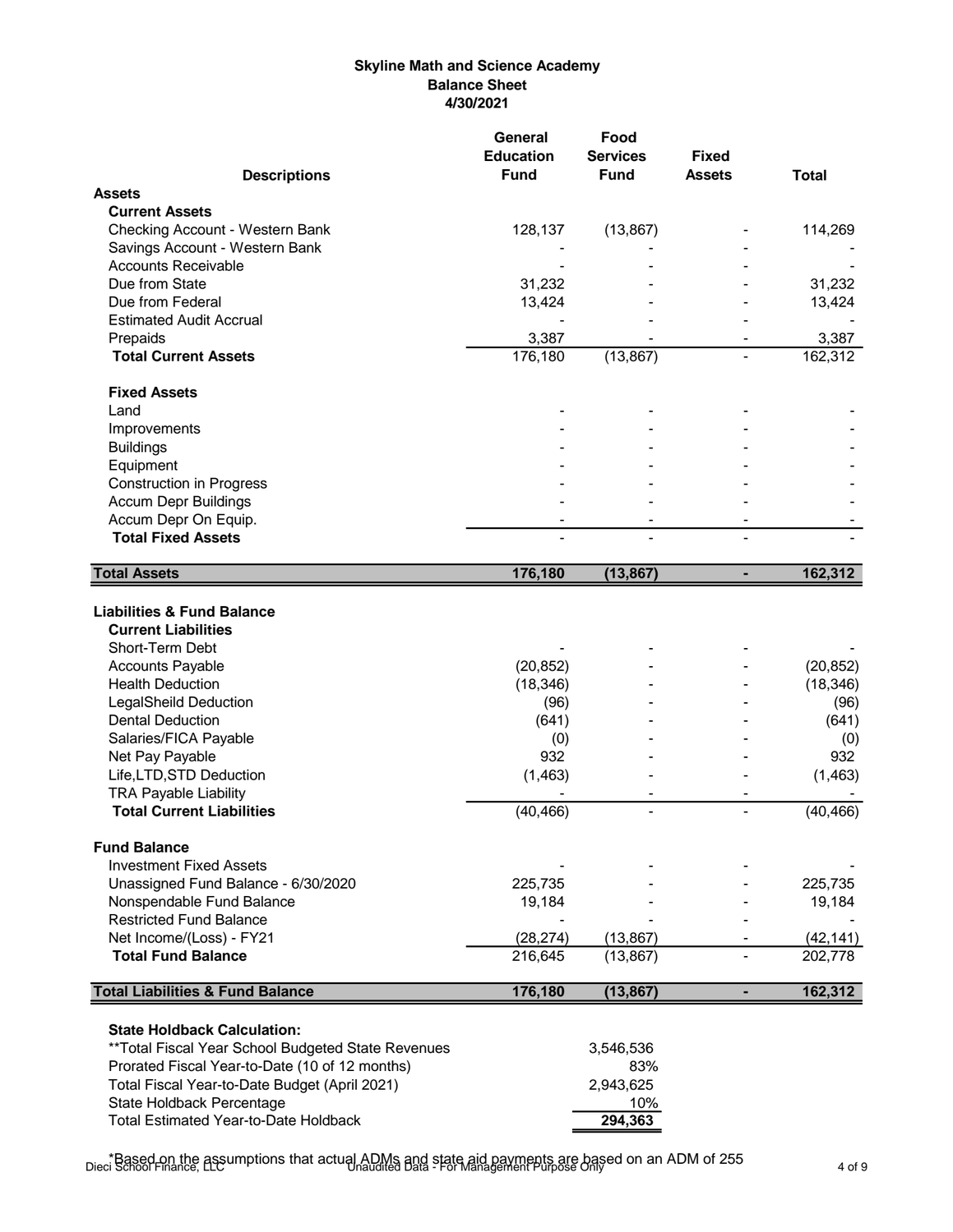# Skyline Math and Science Academy
## Balance Sheet
### 4/30/2021

| Descriptions | General Education Fund | Food Services Fund | Fixed Assets | Total |
|---|---|---|---|---|
| **Assets** | | | | |
| **Current Assets** | | | | |
| Checking Account - Western Bank | 128,137 | (13,867) | - | 114,269 |
| Savings Account - Western Bank | - | - | - | - |
| Accounts Receivable | - | - | - | - |
| Due from State | 31,232 | - | - | 31,232 |
| Due from Federal | 13,424 | - | - | 13,424 |
| Estimated Audit Accrual | - | - | - | - |
| Prepaids | 3,387 | - | - | 3,387 |
| **Total Current Assets** | 176,180 | (13,867) | - | 162,312 |
| **Fixed Assets** | | | | |
| Land | - | - | - | - |
| Improvements | - | - | - | - |
| Buildings | - | - | - | - |
| Equipment | - | - | - | - |
| Construction in Progress | - | - | - | - |
| Accum Depr Buildings | - | - | - | - |
| Accum Depr On Equip. | - | - | - | - |
| **Total Fixed Assets** | - | - | - | - |
| **Total Assets** | **176,180** | **(13,867)** | **-** | **162,312** |
| **Liabilities & Fund Balance** | | | | |
| **Current Liabilities** | | | | |
| Short-Term Debt | - | - | - | - |
| Accounts Payable | (20,852) | - | - | (20,852) |
| Health Deduction | (18,346) | - | - | (18,346) |
| LegalSheild Deduction | (96) | - | - | (96) |
| Dental Deduction | (641) | - | - | (641) |
| Salaries/FICA Payable | (0) | - | - | (0) |
| Net Pay Payable | 932 | - | - | 932 |
| Life,LTD,STD Deduction | (1,463) | - | - | (1,463) |
| TRA Payable Liability | - | - | - | - |
| **Total Current Liabilities** | (40,466) | - | - | (40,466) |
| **Fund Balance** | | | | |
| Investment Fixed Assets | - | - | - | - |
| Unassigned Fund Balance - 6/30/2020 | 225,735 | - | - | 225,735 |
| Nonspendable Fund Balance | 19,184 | - | - | 19,184 |
| Restricted Fund Balance | - | - | - | - |
| Net Income/(Loss) - FY21 | (28,274) | (13,867) | - | (42,141) |
| **Total Fund Balance** | 216,645 | (13,867) | - | 202,778 |
| **Total Liabilities & Fund Balance** | **176,180** | **(13,867)** | **-** | **162,312** |

**State Holdback Calculation:**

| | |
|---|---|
| **Total Fiscal Year School Budgeted State Revenues | 3,546,536 |
| Prorated Fiscal Year-to-Date (10 of 12 months) | 83% |
| Total Fiscal Year-to-Date Budget (April 2021) | 2,943,625 |
| State Holdback Percentage | 10% |
| Total Estimated Year-to-Date Holdback | **294,363** |

*Based on the assumptions that actual ADMs and state aid payments are based on an ADM of 255

Dieci School Finance, LLC — Unaudited Data - For Management Purpose Only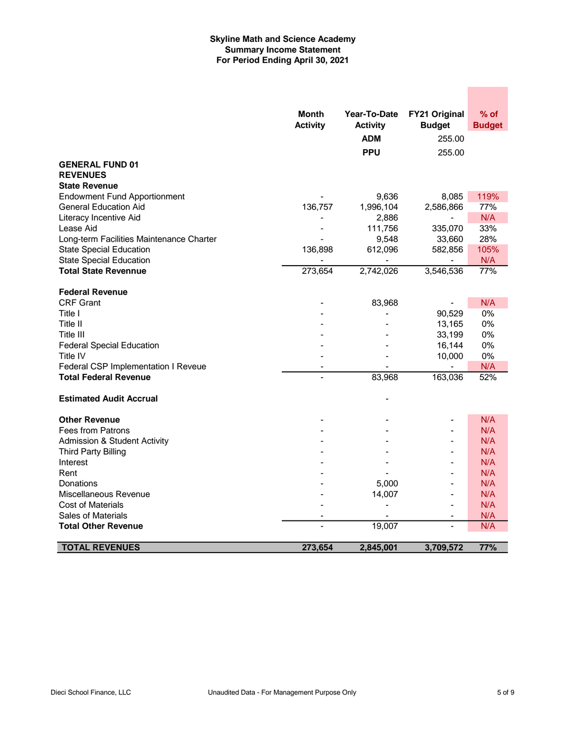**Skyline Math and Science Academy**
**Summary Income Statement**
**For Period Ending April 30, 2021**

| | Month Activity | Year-To-Date Activity | FY21 Original Budget | % of Budget |
|---|---|---|---|---|
| | | **ADM** | 255.00 | |
| | | **PPU** | 255.00 | |
| **GENERAL FUND 01** | | | | |
| **REVENUES** | | | | |
| **State Revenue** | | | | |
| Endowment Fund Apportionment | - | 9,636 | 8,085 | 119% |
| General Education Aid | 136,757 | 1,996,104 | 2,586,866 | 77% |
| Literacy Incentive Aid | - | 2,886 | - | N/A |
| Lease Aid | - | 111,756 | 335,070 | 33% |
| Long-term Facilities Maintenance Charter | - | 9,548 | 33,660 | 28% |
| State Special Education | 136,898 | 612,096 | 582,856 | 105% |
| State Special Education | - | - | - | N/A |
| **Total State Revennue** | 273,654 | 2,742,026 | 3,546,536 | 77% |
| | | | | |
| **Federal Revenue** | | | | |
| CRF Grant | - | 83,968 | - | N/A |
| Title I | - | - | 90,529 | 0% |
| Title II | - | - | 13,165 | 0% |
| Title III | - | - | 33,199 | 0% |
| Federal Special Education | - | - | 16,144 | 0% |
| Title IV | - | - | 10,000 | 0% |
| Federal CSP Implementation I Reveue | - | - | - | N/A |
| **Total Federal Revenue** | - | 83,968 | 163,036 | 52% |
| | | | | |
| **Estimated Audit Accrual** | | - | | |
| | | | | |
| **Other Revenue** | - | - | - | N/A |
| Fees from Patrons | - | - | - | N/A |
| Admission & Student Activity | - | - | - | N/A |
| Third Party Billing | - | - | - | N/A |
| Interest | - | - | - | N/A |
| Rent | - | - | - | N/A |
| Donations | - | 5,000 | - | N/A |
| Miscellaneous Revenue | - | 14,007 | - | N/A |
| Cost of Materials | - | - | - | N/A |
| Sales of Materials | - | - | - | N/A |
| **Total Other Revenue** | - | 19,007 | - | N/A |
| | | | | |
| **TOTAL REVENUES** | **273,654** | **2,845,001** | **3,709,572** | **77%** |

Dieci School Finance, LLC — Unaudited Data - For Management Purpose Only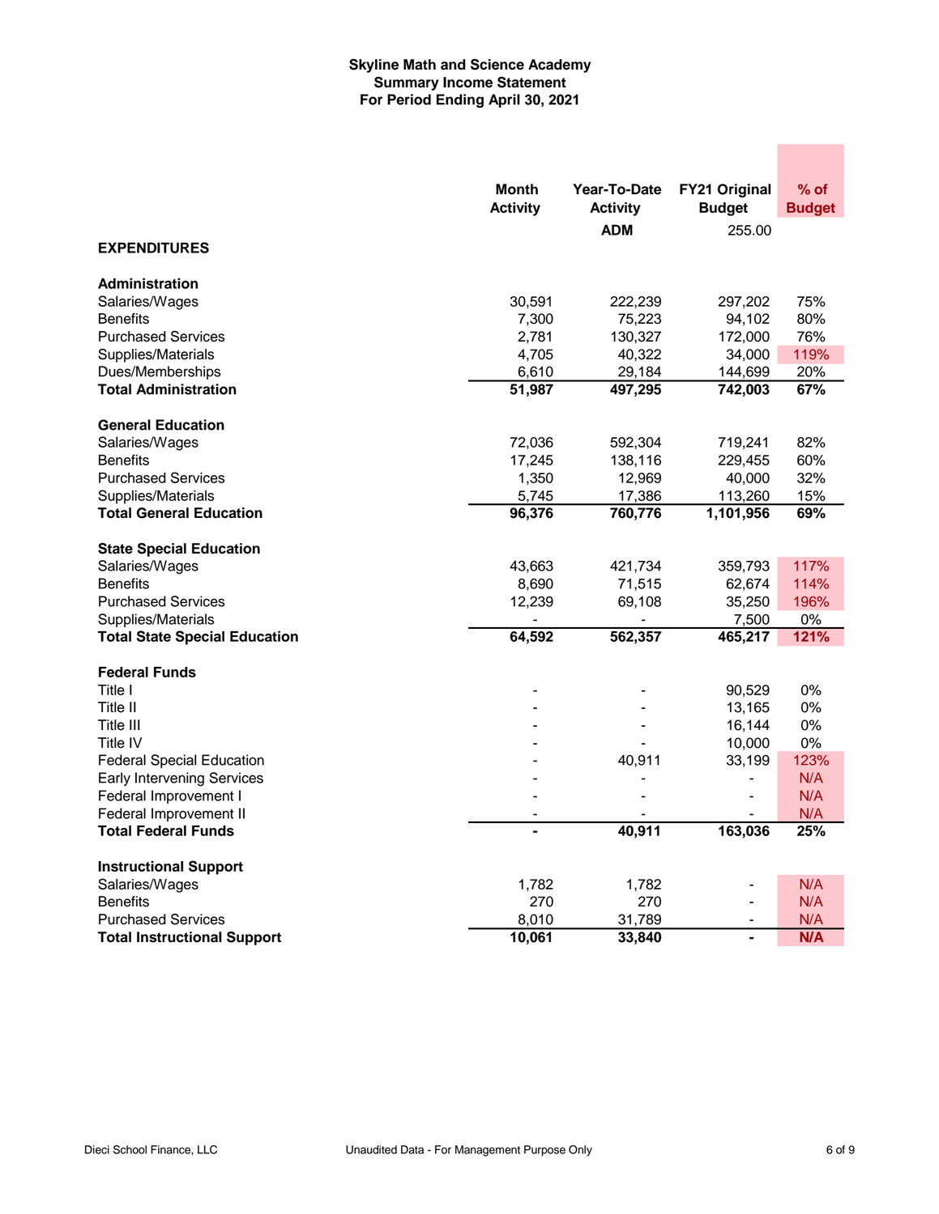# Skyline Math and Science Academy
## Summary Income Statement
## For Period Ending April 30, 2021

| | Month Activity | Year-To-Date Activity | FY21 Original Budget | % of Budget |
|---|---|---|---|---|
| | | ADM | 255.00 | |
| **EXPENDITURES** | | | | |
| **Administration** | | | | |
| Salaries/Wages | 30,591 | 222,239 | 297,202 | 75% |
| Benefits | 7,300 | 75,223 | 94,102 | 80% |
| Purchased Services | 2,781 | 130,327 | 172,000 | 76% |
| Supplies/Materials | 4,705 | 40,322 | 34,000 | 119% |
| Dues/Memberships | 6,610 | 29,184 | 144,699 | 20% |
| **Total Administration** | **51,987** | **497,295** | **742,003** | **67%** |
| **General Education** | | | | |
| Salaries/Wages | 72,036 | 592,304 | 719,241 | 82% |
| Benefits | 17,245 | 138,116 | 229,455 | 60% |
| Purchased Services | 1,350 | 12,969 | 40,000 | 32% |
| Supplies/Materials | 5,745 | 17,386 | 113,260 | 15% |
| **Total General Education** | **96,376** | **760,776** | **1,101,956** | **69%** |
| **State Special Education** | | | | |
| Salaries/Wages | 43,663 | 421,734 | 359,793 | 117% |
| Benefits | 8,690 | 71,515 | 62,674 | 114% |
| Purchased Services | 12,239 | 69,108 | 35,250 | 196% |
| Supplies/Materials | - | - | 7,500 | 0% |
| **Total State Special Education** | **64,592** | **562,357** | **465,217** | **121%** |
| **Federal Funds** | | | | |
| Title I | - | - | 90,529 | 0% |
| Title II | - | - | 13,165 | 0% |
| Title III | - | - | 16,144 | 0% |
| Title IV | - | - | 10,000 | 0% |
| Federal Special Education | - | 40,911 | 33,199 | 123% |
| Early Intervening Services | - | - | - | N/A |
| Federal Improvement I | - | - | - | N/A |
| Federal Improvement II | - | - | - | N/A |
| **Total Federal Funds** | **-** | **40,911** | **163,036** | **25%** |
| **Instructional Support** | | | | |
| Salaries/Wages | 1,782 | 1,782 | - | N/A |
| Benefits | 270 | 270 | - | N/A |
| Purchased Services | 8,010 | 31,789 | - | N/A |
| **Total Instructional Support** | **10,061** | **33,840** | **-** | **N/A** |

Dieci School Finance, LLC — Unaudited Data - For Management Purpose Only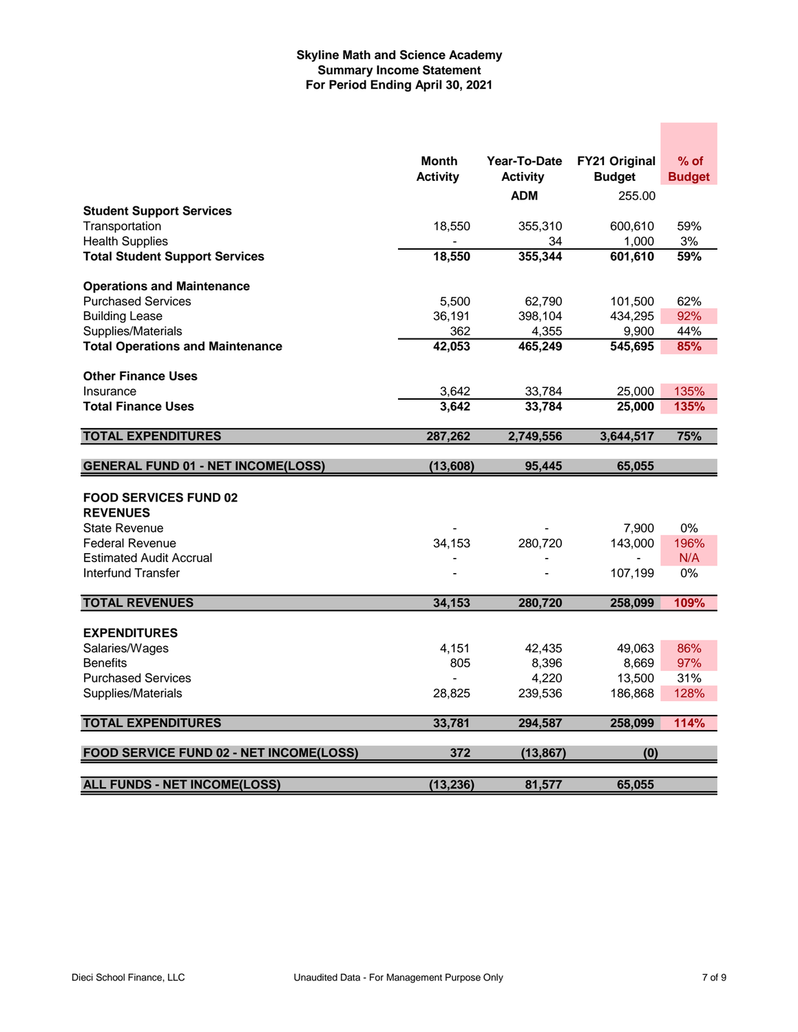**Skyline Math and Science Academy**
**Summary Income Statement**
**For Period Ending April 30, 2021**

| | Month Activity | Year-To-Date Activity | FY21 Original Budget | % of Budget |
|---|---|---|---|---|
| | | ADM | 255.00 | |
| **Student Support Services** | | | | |
| Transportation | 18,550 | 355,310 | 600,610 | 59% |
| Health Supplies | - | 34 | 1,000 | 3% |
| **Total Student Support Services** | **18,550** | **355,344** | **601,610** | **59%** |
| **Operations and Maintenance** | | | | |
| Purchased Services | 5,500 | 62,790 | 101,500 | 62% |
| Building Lease | 36,191 | 398,104 | 434,295 | 92% |
| Supplies/Materials | 362 | 4,355 | 9,900 | 44% |
| **Total Operations and Maintenance** | **42,053** | **465,249** | **545,695** | **85%** |
| **Other Finance Uses** | | | | |
| Insurance | 3,642 | 33,784 | 25,000 | 135% |
| **Total Finance Uses** | **3,642** | **33,784** | **25,000** | **135%** |
| **TOTAL EXPENDITURES** | **287,262** | **2,749,556** | **3,644,517** | **75%** |
| **GENERAL FUND 01 - NET INCOME(LOSS)** | **(13,608)** | **95,445** | **65,055** | |
| **FOOD SERVICES FUND 02** | | | | |
| **REVENUES** | | | | |
| State Revenue | - | - | 7,900 | 0% |
| Federal Revenue | 34,153 | 280,720 | 143,000 | 196% |
| Estimated Audit Accrual | - | - | - | N/A |
| Interfund Transfer | - | - | 107,199 | 0% |
| **TOTAL REVENUES** | **34,153** | **280,720** | **258,099** | **109%** |
| **EXPENDITURES** | | | | |
| Salaries/Wages | 4,151 | 42,435 | 49,063 | 86% |
| Benefits | 805 | 8,396 | 8,669 | 97% |
| Purchased Services | - | 4,220 | 13,500 | 31% |
| Supplies/Materials | 28,825 | 239,536 | 186,868 | 128% |
| **TOTAL EXPENDITURES** | **33,781** | **294,587** | **258,099** | **114%** |
| **FOOD SERVICE FUND 02 - NET INCOME(LOSS)** | **372** | **(13,867)** | **(0)** | |
| **ALL FUNDS - NET INCOME(LOSS)** | **(13,236)** | **81,577** | **65,055** | |

Dieci School Finance, LLC — Unaudited Data - For Management Purpose Only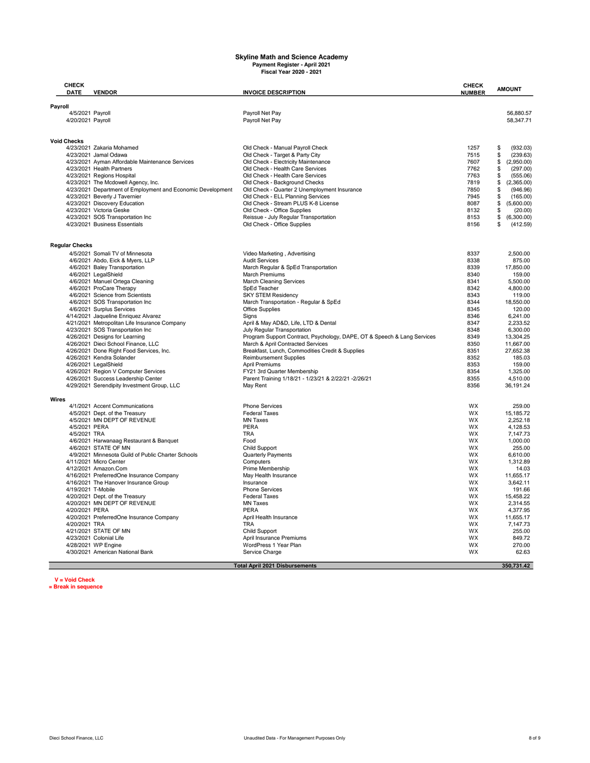# Skyline Math and Science Academy

**Payment Register - April 2021**
**Fiscal Year 2020 - 2021**

| CHECK DATE | VENDOR | INVOICE DESCRIPTION | CHECK NUMBER | AMOUNT |
|---|---|---|---|---|
| **Payroll** | | | | |
| 4/5/2021 | Payroll | Payroll Net Pay | | 56,880.57 |
| 4/20/2021 | Payroll | Payroll Net Pay | | 58,347.71 |
| **Void Checks** | | | | |
| 4/23/2021 | Zakaria Mohamed | Old Check - Manual Payroll Check | 1257 | $ (932.03) |
| 4/23/2021 | Jamal Odawa | Old Check - Target & Party City | 7515 | $ (239.63) |
| 4/23/2021 | Ayman Affordable Maintenance Services | Old Check - Electricity Maintenance | 7607 | $ (2,950.00) |
| 4/23/2021 | Health Partners | Old Check - Health Care Services | 7762 | $ (297.00) |
| 4/23/2021 | Regions Hospital | Old Check - Health Care Services | 7763 | $ (555.06) |
| 4/23/2021 | The Mcdowell Agency, Inc. | Old Check - Background Checks | 7819 | $ (2,365.00) |
| 4/23/2021 | Department of Employment and Economic Development | Old Check - Quarter 2 Unemployment Insurance | 7850 | $ (946.96) |
| 4/23/2021 | Beverly J Tavernier | Old Check - ELL Planning Services | 7945 | $ (165.00) |
| 4/23/2021 | Discovery Education | Old Check - Stream PLUS K-8 License | 8087 | $ (5,600.00) |
| 4/23/2021 | Victoria Geske | Old Check - Office Supplies | 8132 | $ (20.00) |
| 4/23/2021 | SOS Transportation Inc | Reissue - July Regular Transportation | 8153 | $ (6,300.00) |
| 4/23/2021 | Business Essentials | Old Check - Office Supplies | 8156 | $ (412.59) |
| **Regular Checks** | | | | |
| 4/5/2021 | Somali TV of Minnesota | Video Marketing , Advertising | 8337 | 2,500.00 |
| 4/6/2021 | Abdo, Eick & Myers, LLP | Audit Services | 8338 | 875.00 |
| 4/6/2021 | Baley Transportation | March Regular & SpEd Transportation | 8339 | 17,850.00 |
| 4/6/2021 | LegalShield | March Premiums | 8340 | 159.00 |
| 4/6/2021 | Manuel Ortega Cleaning | March Cleaning Services | 8341 | 5,500.00 |
| 4/6/2021 | ProCare Therapy | SpEd Teacher | 8342 | 4,800.00 |
| 4/6/2021 | Science from Scientists | SKY STEM Residency | 8343 | 119.00 |
| 4/6/2021 | SOS Transportation Inc | March Transportation - Regular & SpEd | 8344 | 18,550.00 |
| 4/6/2021 | Surplus Services | Office Supplies | 8345 | 120.00 |
| 4/14/2021 | Jaqueline Enriquez Alvarez | Signs | 8346 | 6,241.00 |
| 4/21/2021 | Metropolitan Life Insurance Company | April & May AD&D, Life, LTD & Dental | 8347 | 2,233.52 |
| 4/23/2021 | SOS Transportation Inc | July Regular Transportation | 8348 | 6,300.00 |
| 4/26/2021 | Designs for Learning | Program Support Contract, Psychology, DAPE, OT & Speech & Lang Services | 8349 | 13,304.25 |
| 4/26/2021 | Dieci School Finance, LLC | March & April Contracted Services | 8350 | 11,667.00 |
| 4/26/2021 | Done Right Food Services, Inc. | Breakfast, Lunch, Commodities Credit & Supplies | 8351 | 27,652.38 |
| 4/26/2021 | Kendra Solander | Reimbursement Supplies | 8352 | 185.03 |
| 4/26/2021 | LegalShield | April Premiums | 8353 | 159.00 |
| 4/26/2021 | Region V Computer Services | FY21 3rd Quarter Membership | 8354 | 1,325.00 |
| 4/26/2021 | Success Leadership Center | Parent Training 1/18/21 - 1/23/21 & 2/22/21 -2/26/21 | 8355 | 4,510.00 |
| 4/29/2021 | Serendipity Investment Group, LLC | May Rent | 8356 | 36,191.24 |
| **Wires** | | | | |
| 4/1/2021 | Accent Communications | Phone Services | WX | 259.00 |
| 4/5/2021 | Dept. of the Treasury | Federal Taxes | WX | 15,185.72 |
| 4/5/2021 | MN DEPT OF REVENUE | MN Taxes | WX | 2,252.18 |
| 4/5/2021 | PERA | PERA | WX | 4,128.53 |
| 4/5/2021 | TRA | TRA | WX | 7,147.73 |
| 4/6/2021 | Harwanaag Restaurant & Banquet | Food | WX | 1,000.00 |
| 4/6/2021 | STATE OF MN | Child Support | WX | 255.00 |
| 4/9/2021 | Minnesota Guild of Public Charter Schools | Quarterly Payments | WX | 6,610.00 |
| 4/11/2021 | Micro Center | Computers | WX | 1,312.89 |
| 4/12/2021 | Amazon.Com | Prime Membership | WX | 14.03 |
| 4/16/2021 | PreferredOne Insurance Company | May Health Insurance | WX | 11,655.17 |
| 4/16/2021 | The Hanover Insurance Group | Insurance | WX | 3,642.11 |
| 4/19/2021 | T-Mobile | Phone Services | WX | 191.66 |
| 4/20/2021 | Dept. of the Treasury | Federal Taxes | WX | 15,458.22 |
| 4/20/2021 | MN DEPT OF REVENUE | MN Taxes | WX | 2,314.55 |
| 4/20/2021 | PERA | PERA | WX | 4,377.95 |
| 4/20/2021 | PreferredOne Insurance Company | April Health Insurance | WX | 11,655.17 |
| 4/20/2021 | TRA | TRA | WX | 7,147.73 |
| 4/21/2021 | STATE OF MN | Child Support | WX | 255.00 |
| 4/23/2021 | Colonial Life | April Insurance Premiums | WX | 849.72 |
| 4/28/2021 | WP Engine | WordPress 1 Year Plan | WX | 270.00 |
| 4/30/2021 | American National Bank | Service Charge | WX | 62.63 |
| | | **Total April 2021 Disbursements** | | **350,731.42** |

V = Void Check
= Break in sequence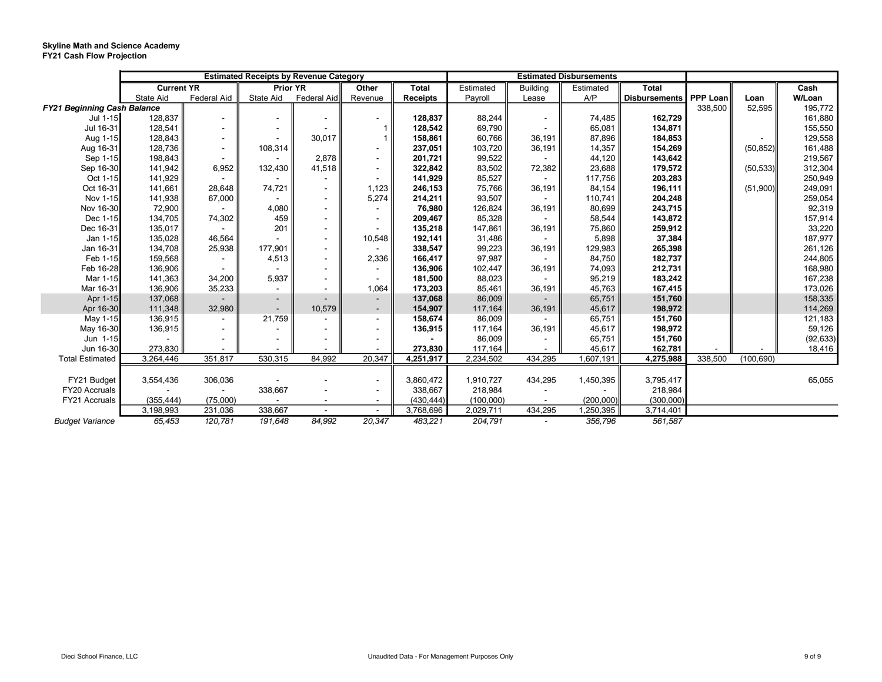**Skyline Math and Science Academy**
**FY21 Cash Flow Projection**

| | Estimated Receipts by Revenue Category | | | | | | Estimated Disbursements | | | | | | |
|---|---|---|---|---|---|---|---|---|---|---|---|---|---|
| | Current YR | | Prior YR | | Other | Total | Estimated | Building | Estimated | Total | | | Cash |
| | State Aid | Federal Aid | State Aid | Federal Aid | Revenue | Receipts | Payroll | Lease | A/P | Disbursements | PPP Loan | Loan | W/Loan |
| *FY21 Beginning Cash Balance* | | | | | | | | | | | 338,500 | 52,595 | 195,772 |
| Jul 1-15 | 128,837 | - | - | - | - | **128,837** | 88,244 | - | 74,485 | **162,729** | | | 161,880 |
| Jul 16-31 | 128,541 | - | - | - | 1 | **128,542** | 69,790 | - | 65,081 | **134,871** | | | 155,550 |
| Aug 1-15 | 128,843 | - | - | 30,017 | 1 | **158,861** | 60,766 | 36,191 | 87,896 | **184,853** | | - | 129,558 |
| Aug 16-31 | 128,736 | - | 108,314 | | - | **237,051** | 103,720 | 36,191 | 14,357 | **154,269** | | (50,852) | 161,488 |
| Sep 1-15 | 198,843 | - | - | 2,878 | - | **201,721** | 99,522 | - | 44,120 | **143,642** | | | 219,567 |
| Sep 16-30 | 141,942 | 6,952 | 132,430 | 41,518 | - | **322,842** | 83,502 | 72,382 | 23,688 | **179,572** | | (50,533) | 312,304 |
| Oct 1-15 | 141,929 | - | - | - | - | **141,929** | 85,527 | - | 117,756 | **203,283** | | | 250,949 |
| Oct 16-31 | 141,661 | 28,648 | 74,721 | - | 1,123 | **246,153** | 75,766 | 36,191 | 84,154 | **196,111** | | (51,900) | 249,091 |
| Nov 1-15 | 141,938 | 67,000 | - | - | 5,274 | **214,211** | 93,507 | - | 110,741 | **204,248** | | | 259,054 |
| Nov 16-30 | 72,900 | - | 4,080 | - | - | **76,980** | 126,824 | 36,191 | 80,699 | **243,715** | | | 92,319 |
| Dec 1-15 | 134,705 | 74,302 | 459 | - | - | **209,467** | 85,328 | - | 58,544 | **143,872** | | | 157,914 |
| Dec 16-31 | 135,017 | - | 201 | - | - | **135,218** | 147,861 | 36,191 | 75,860 | **259,912** | | | 33,220 |
| Jan 1-15 | 135,028 | 46,564 | - | - | 10,548 | **192,141** | 31,486 | - | 5,898 | **37,384** | | | 187,977 |
| Jan 16-31 | 134,708 | 25,938 | 177,901 | - | - | **338,547** | 99,223 | 36,191 | 129,983 | **265,398** | | | 261,126 |
| Feb 1-15 | 159,568 | - | 4,513 | - | 2,336 | **166,417** | 97,987 | - | 84,750 | **182,737** | | | 244,805 |
| Feb 16-28 | 136,906 | - | - | - | - | **136,906** | 102,447 | 36,191 | 74,093 | **212,731** | | | 168,980 |
| Mar 1-15 | 141,363 | 34,200 | 5,937 | - | - | **181,500** | 88,023 | - | 95,219 | **183,242** | | | 167,238 |
| Mar 16-31 | 136,906 | 35,233 | - | - | 1,064 | **173,203** | 85,461 | 36,191 | 45,763 | **167,415** | | | 173,026 |
| Apr 1-15 | 137,068 | - | - | - | - | **137,068** | 86,009 | - | 65,751 | **151,760** | | | 158,335 |
| Apr 16-30 | 111,348 | 32,980 | - | 10,579 | - | **154,907** | 117,164 | 36,191 | 45,617 | **198,972** | | | 114,269 |
| May 1-15 | 136,915 | - | 21,759 | - | - | **158,674** | 86,009 | - | 65,751 | **151,760** | | | 121,183 |
| May 16-30 | 136,915 | - | - | - | - | **136,915** | 117,164 | 36,191 | 45,617 | **198,972** | | | 59,126 |
| Jun 1-15 | - | - | - | - | - | **-** | 86,009 | - | 65,751 | **151,760** | | | (92,633) |
| Jun 16-30 | 273,830 | - | - | - | - | **273,830** | 117,164 | - | 45,617 | **162,781** | - | - | 18,416 |
| Total Estimated | 3,264,446 | 351,817 | 530,315 | 84,992 | 20,347 | **4,251,917** | 2,234,502 | 434,295 | 1,607,191 | **4,275,988** | 338,500 | (100,690) | |
| | | | | | | | | | | | | | |
| FY21 Budget | 3,554,436 | 306,036 | - | - | - | 3,860,472 | 1,910,727 | 434,295 | 1,450,395 | 3,795,417 | | | 65,055 |
| FY20 Accruals | - | - | 338,667 | - | - | 338,667 | 218,984 | - | - | 218,984 | | | |
| FY21 Accruals | (355,444) | (75,000) | - | - | - | (430,444) | (100,000) | - | (200,000) | (300,000) | | | |
| | 3,198,993 | 231,036 | 338,667 | - | - | 3,768,696 | 2,029,711 | 434,295 | 1,250,395 | 3,714,401 | | | |
| *Budget Variance* | *65,453* | *120,781* | *191,648* | *84,992* | *20,347* | *483,221* | *204,791* | *-* | *356,796* | *561,587* | | | |

Dieci School Finance, LLC

Unaudited Data - For Management Purposes Only